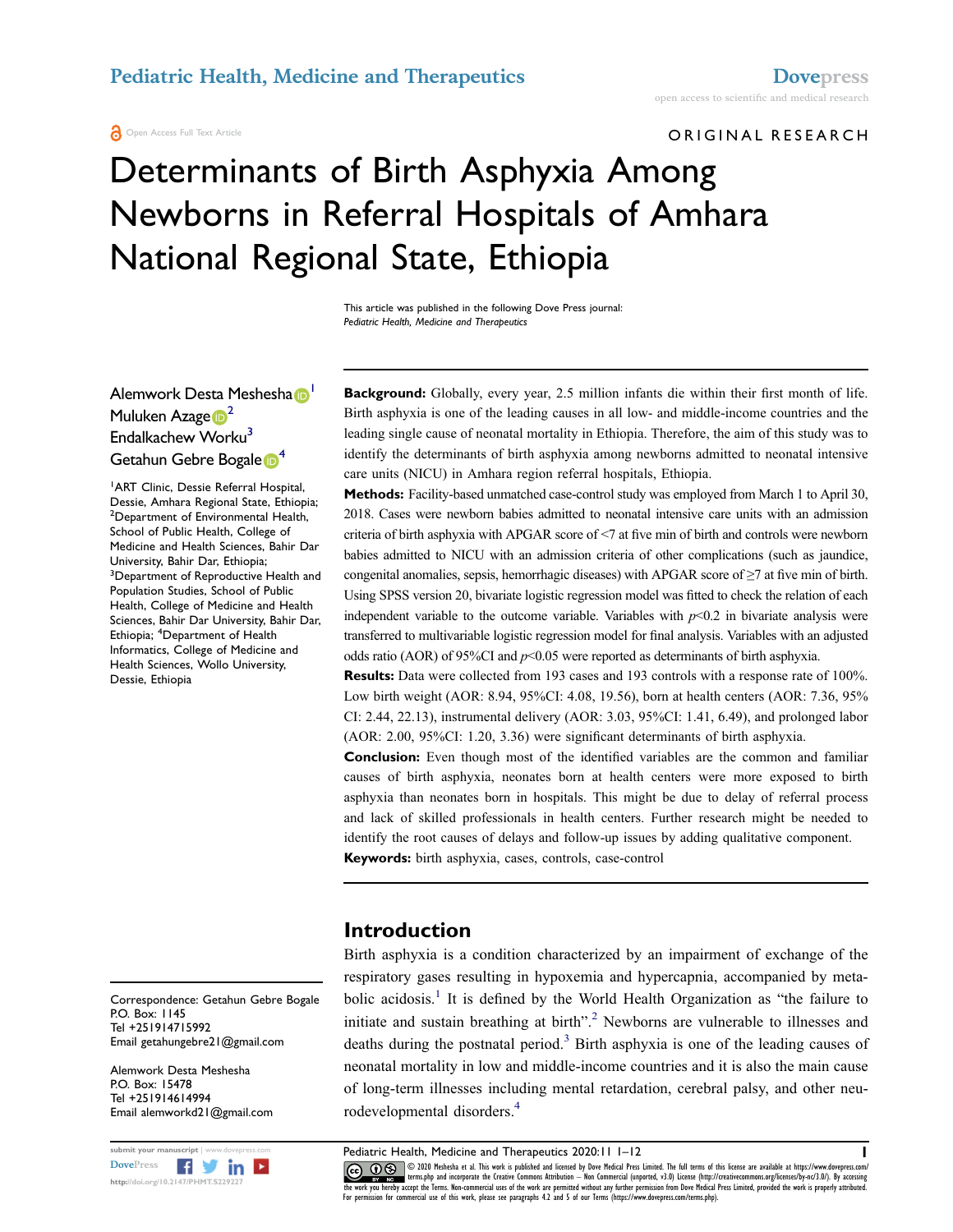ORIGINAL RESEARCH

# Determinants of Birth Asphyxia Among Newborns in Referral Hospitals of Amhara National Regional State, Ethiopia

This article was published in the following Dove Press journal:
*Pediatric Health, Medicine and Therapeutics*

Alemwork Desta Meshesha[1]
Muluken Azage[2]
Endalkachew Worku[3]
Getahun Gebre Bogale[4]

[1]ART Clinic, Dessie Referral Hospital, Dessie, Amhara Regional State, Ethiopia; [2]Department of Environmental Health, School of Public Health, College of Medicine and Health Sciences, Bahir Dar University, Bahir Dar, Ethiopia; [3]Department of Reproductive Health and Population Studies, School of Public Health, College of Medicine and Health Sciences, Bahir Dar University, Bahir Dar, Ethiopia; [4]Department of Health Informatics, College of Medicine and Health Sciences, Wollo University, Dessie, Ethiopia

**Background:** Globally, every year, 2.5 million infants die within their first month of life. Birth asphyxia is one of the leading causes in all low- and middle-income countries and the leading single cause of neonatal mortality in Ethiopia. Therefore, the aim of this study was to identify the determinants of birth asphyxia among newborns admitted to neonatal intensive care units (NICU) in Amhara region referral hospitals, Ethiopia.

**Methods:** Facility-based unmatched case-control study was employed from March 1 to April 30, 2018. Cases were newborn babies admitted to neonatal intensive care units with an admission criteria of birth asphyxia with APGAR score of <7 at five min of birth and controls were newborn babies admitted to NICU with an admission criteria of other complications (such as jaundice, congenital anomalies, sepsis, hemorrhagic diseases) with APGAR score of ≥7 at five min of birth. Using SPSS version 20, bivariate logistic regression model was fitted to check the relation of each independent variable to the outcome variable. Variables with $p<0.2$ in bivariate analysis were transferred to multivariable logistic regression model for final analysis. Variables with an adjusted odds ratio (AOR) of 95%CI and $p<0.05$ were reported as determinants of birth asphyxia.

**Results:** Data were collected from 193 cases and 193 controls with a response rate of 100%. Low birth weight (AOR: 8.94, 95%CI: 4.08, 19.56), born at health centers (AOR: 7.36, 95% CI: 2.44, 22.13), instrumental delivery (AOR: 3.03, 95%CI: 1.41, 6.49), and prolonged labor (AOR: 2.00, 95%CI: 1.20, 3.36) were significant determinants of birth asphyxia.

**Conclusion:** Even though most of the identified variables are the common and familiar causes of birth asphyxia, neonates born at health centers were more exposed to birth asphyxia than neonates born in hospitals. This might be due to delay of referral process and lack of skilled professionals in health centers. Further research might be needed to identify the root causes of delays and follow-up issues by adding qualitative component.

**Keywords:** birth asphyxia, cases, controls, case-control

## Introduction

Birth asphyxia is a condition characterized by an impairment of exchange of the respiratory gases resulting in hypoxemia and hypercapnia, accompanied by metabolic acidosis.[1] It is defined by the World Health Organization as "the failure to initiate and sustain breathing at birth".[2] Newborns are vulnerable to illnesses and deaths during the postnatal period.[3] Birth asphyxia is one of the leading causes of neonatal mortality in low and middle-income countries and it is also the main cause of long-term illnesses including mental retardation, cerebral palsy, and other neurodevelopmental disorders.[4]

Correspondence: Getahun Gebre Bogale
P.O. Box: 1145
Tel +251914715992
Email getahungebre21@gmail.com

Alemwork Desta Meshesha
P.O. Box: 15478
Tel +251914614994
Email alemworkd21@gmail.com

© 2020 Meshesha et al. This work is published and licensed by Dove Medical Press Limited. The full terms of this license are available at https://www.dovepress.com/terms.php and incorporate the Creative Commons Attribution – Non Commercial (unported, v3.0) License (http://creativecommons.org/licenses/by-nc/3.0/). By accessing the work you hereby accept the Terms. Non-commercial uses of the work are permitted without any further permission from Dove Medical Press Limited, provided the work is properly attributed. For permission for commercial use of this work, please see paragraphs 4.2 and 5 of our Terms (https://www.dovepress.com/terms.php).

http://doi.org/10.2147/PHMT.S229227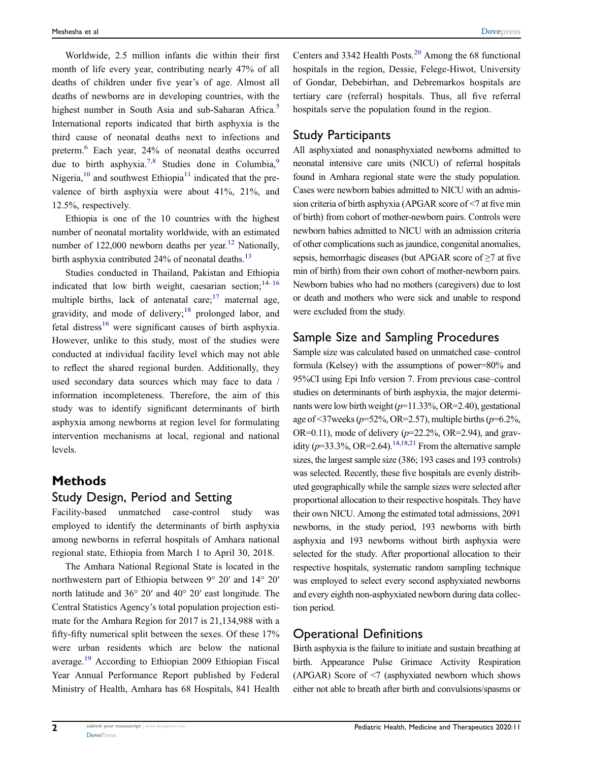Worldwide, 2.5 million infants die within their first month of life every year, contributing nearly 47% of all deaths of children under five year's of age. Almost all deaths of newborns are in developing countries, with the highest number in South Asia and sub-Saharan Africa.[5] International reports indicated that birth asphyxia is the third cause of neonatal deaths next to infections and preterm.[6] Each year, 24% of neonatal deaths occurred due to birth asphyxia.[7,8] Studies done in Columbia,[9] Nigeria,[10] and southwest Ethiopia[11] indicated that the prevalence of birth asphyxia were about 41%, 21%, and 12.5%, respectively.

Ethiopia is one of the 10 countries with the highest number of neonatal mortality worldwide, with an estimated number of 122,000 newborn deaths per year.[12] Nationally, birth asphyxia contributed 24% of neonatal deaths.[13]

Studies conducted in Thailand, Pakistan and Ethiopia indicated that low birth weight, caesarian section;[14–16] multiple births, lack of antenatal care;[17] maternal age, gravidity, and mode of delivery;[18] prolonged labor, and fetal distress[16] were significant causes of birth asphyxia. However, unlike to this study, most of the studies were conducted at individual facility level which may not able to reflect the shared regional burden. Additionally, they used secondary data sources which may face to data / information incompleteness. Therefore, the aim of this study was to identify significant determinants of birth asphyxia among newborns at region level for formulating intervention mechanisms at local, regional and national levels.

# Methods

## Study Design, Period and Setting

Facility-based unmatched case-control study was employed to identify the determinants of birth asphyxia among newborns in referral hospitals of Amhara national regional state, Ethiopia from March 1 to April 30, 2018.

The Amhara National Regional State is located in the northwestern part of Ethiopia between 9° 20′ and 14° 20′ north latitude and 36° 20′ and 40° 20′ east longitude. The Central Statistics Agency's total population projection estimate for the Amhara Region for 2017 is 21,134,988 with a fifty-fifty numerical split between the sexes. Of these 17% were urban residents which are below the national average.[19] According to Ethiopian 2009 Ethiopian Fiscal Year Annual Performance Report published by Federal Ministry of Health, Amhara has 68 Hospitals, 841 Health Centers and 3342 Health Posts.[20] Among the 68 functional hospitals in the region, Dessie, Felege-Hiwot, University of Gondar, Debebirhan, and Debremarkos hospitals are tertiary care (referral) hospitals. Thus, all five referral hospitals serve the population found in the region.

## Study Participants

All asphyxiated and nonasphyxiated newborns admitted to neonatal intensive care units (NICU) of referral hospitals found in Amhara regional state were the study population. Cases were newborn babies admitted to NICU with an admission criteria of birth asphyxia (APGAR score of <7 at five min of birth) from cohort of mother-newborn pairs. Controls were newborn babies admitted to NICU with an admission criteria of other complications such as jaundice, congenital anomalies, sepsis, hemorrhagic diseases (but APGAR score of ≥7 at five min of birth) from their own cohort of mother-newborn pairs. Newborn babies who had no mothers (caregivers) due to lost or death and mothers who were sick and unable to respond were excluded from the study.

## Sample Size and Sampling Procedures

Sample size was calculated based on unmatched case–control formula (Kelsey) with the assumptions of power=80% and 95%CI using Epi Info version 7. From previous case–control studies on determinants of birth asphyxia, the major determinants were low birth weight ($p$=11.33%, OR=2.40), gestational age of <37weeks ($p$=52%, OR=2.57), multiple births ($p$=6.2%, OR=0.11), mode of delivery ($p$=22.2%, OR=2.94), and gravidity ($p$=33.3%, OR=2.64).[14,18,21] From the alternative sample sizes, the largest sample size (386; 193 cases and 193 controls) was selected. Recently, these five hospitals are evenly distributed geographically while the sample sizes were selected after proportional allocation to their respective hospitals. They have their own NICU. Among the estimated total admissions, 2091 newborns, in the study period, 193 newborns with birth asphyxia and 193 newborns without birth asphyxia were selected for the study. After proportional allocation to their respective hospitals, systematic random sampling technique was employed to select every second asphyxiated newborns and every eighth non-asphyxiated newborn during data collection period.

## Operational Definitions

Birth asphyxia is the failure to initiate and sustain breathing at birth. Appearance Pulse Grimace Activity Respiration (APGAR) Score of <7 (asphyxiated newborn which shows either not able to breath after birth and convulsions/spasms or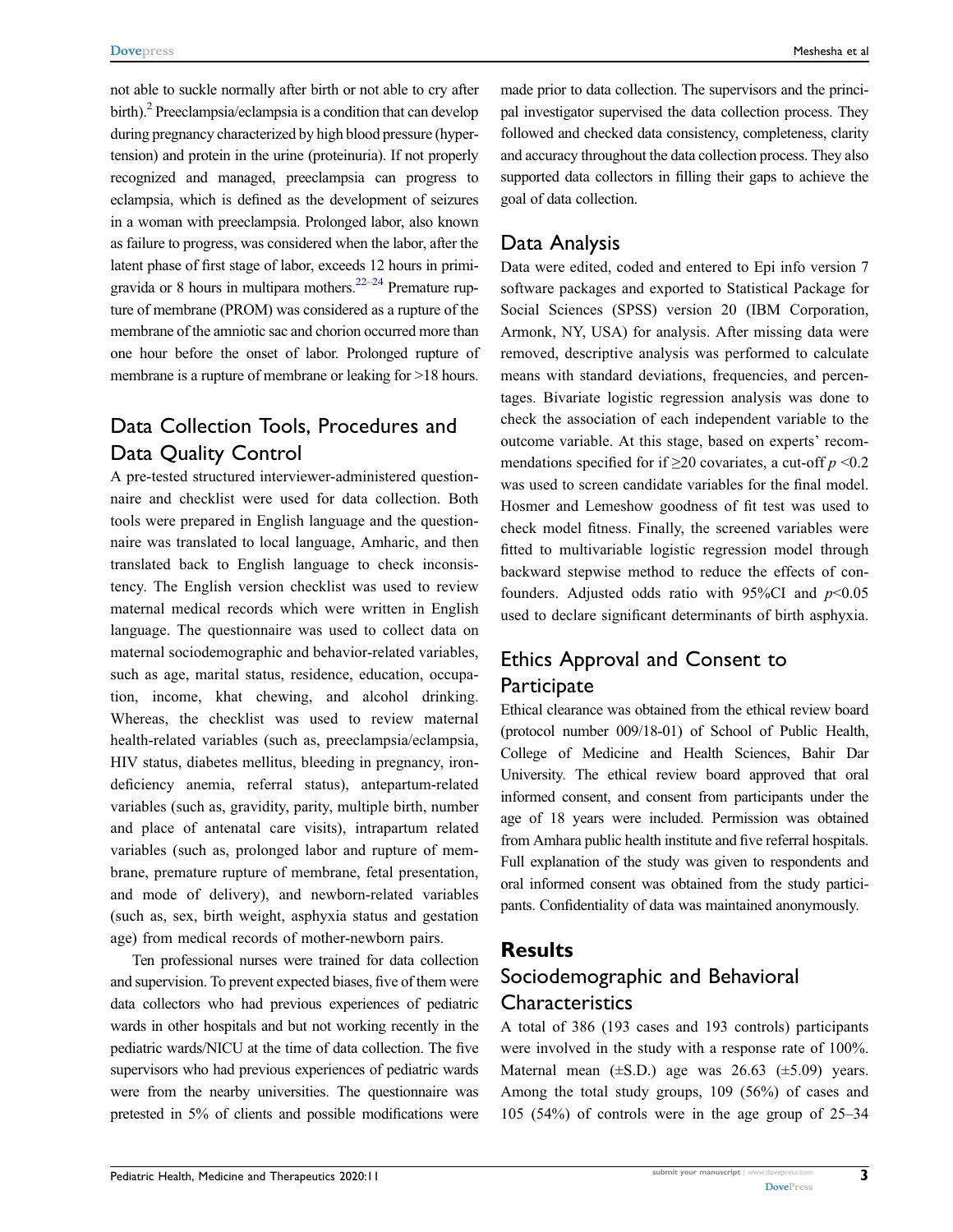not able to suckle normally after birth or not able to cry after birth).[2] Preeclampsia/eclampsia is a condition that can develop during pregnancy characterized by high blood pressure (hypertension) and protein in the urine (proteinuria). If not properly recognized and managed, preeclampsia can progress to eclampsia, which is defined as the development of seizures in a woman with preeclampsia. Prolonged labor, also known as failure to progress, was considered when the labor, after the latent phase of first stage of labor, exceeds 12 hours in primigravida or 8 hours in multipara mothers.[22–24] Premature rupture of membrane (PROM) was considered as a rupture of the membrane of the amniotic sac and chorion occurred more than one hour before the onset of labor. Prolonged rupture of membrane is a rupture of membrane or leaking for >18 hours.

## Data Collection Tools, Procedures and Data Quality Control

A pre-tested structured interviewer-administered questionnaire and checklist were used for data collection. Both tools were prepared in English language and the questionnaire was translated to local language, Amharic, and then translated back to English language to check inconsistency. The English version checklist was used to review maternal medical records which were written in English language. The questionnaire was used to collect data on maternal sociodemographic and behavior-related variables, such as age, marital status, residence, education, occupation, income, khat chewing, and alcohol drinking. Whereas, the checklist was used to review maternal health-related variables (such as, preeclampsia/eclampsia, HIV status, diabetes mellitus, bleeding in pregnancy, iron-deficiency anemia, referral status), antepartum-related variables (such as, gravidity, parity, multiple birth, number and place of antenatal care visits), intrapartum related variables (such as, prolonged labor and rupture of membrane, premature rupture of membrane, fetal presentation, and mode of delivery), and newborn-related variables (such as, sex, birth weight, asphyxia status and gestation age) from medical records of mother-newborn pairs.

Ten professional nurses were trained for data collection and supervision. To prevent expected biases, five of them were data collectors who had previous experiences of pediatric wards in other hospitals and but not working recently in the pediatric wards/NICU at the time of data collection. The five supervisors who had previous experiences of pediatric wards were from the nearby universities. The questionnaire was pretested in 5% of clients and possible modifications were made prior to data collection. The supervisors and the principal investigator supervised the data collection process. They followed and checked data consistency, completeness, clarity and accuracy throughout the data collection process. They also supported data collectors in filling their gaps to achieve the goal of data collection.

## Data Analysis

Data were edited, coded and entered to Epi info version 7 software packages and exported to Statistical Package for Social Sciences (SPSS) version 20 (IBM Corporation, Armonk, NY, USA) for analysis. After missing data were removed, descriptive analysis was performed to calculate means with standard deviations, frequencies, and percentages. Bivariate logistic regression analysis was done to check the association of each independent variable to the outcome variable. At this stage, based on experts' recommendations specified for if ≥20 covariates, a cut-off $p < 0.2$ was used to screen candidate variables for the final model. Hosmer and Lemeshow goodness of fit test was used to check model fitness. Finally, the screened variables were fitted to multivariable logistic regression model through backward stepwise method to reduce the effects of confounders. Adjusted odds ratio with 95%CI and $p<0.05$ used to declare significant determinants of birth asphyxia.

## Ethics Approval and Consent to Participate

Ethical clearance was obtained from the ethical review board (protocol number 009/18-01) of School of Public Health, College of Medicine and Health Sciences, Bahir Dar University. The ethical review board approved that oral informed consent, and consent from participants under the age of 18 years were included. Permission was obtained from Amhara public health institute and five referral hospitals. Full explanation of the study was given to respondents and oral informed consent was obtained from the study participants. Confidentiality of data was maintained anonymously.

# Results

## Sociodemographic and Behavioral Characteristics

A total of 386 (193 cases and 193 controls) participants were involved in the study with a response rate of 100%. Maternal mean (±S.D.) age was 26.63 (±5.09) years. Among the total study groups, 109 (56%) of cases and 105 (54%) of controls were in the age group of 25–34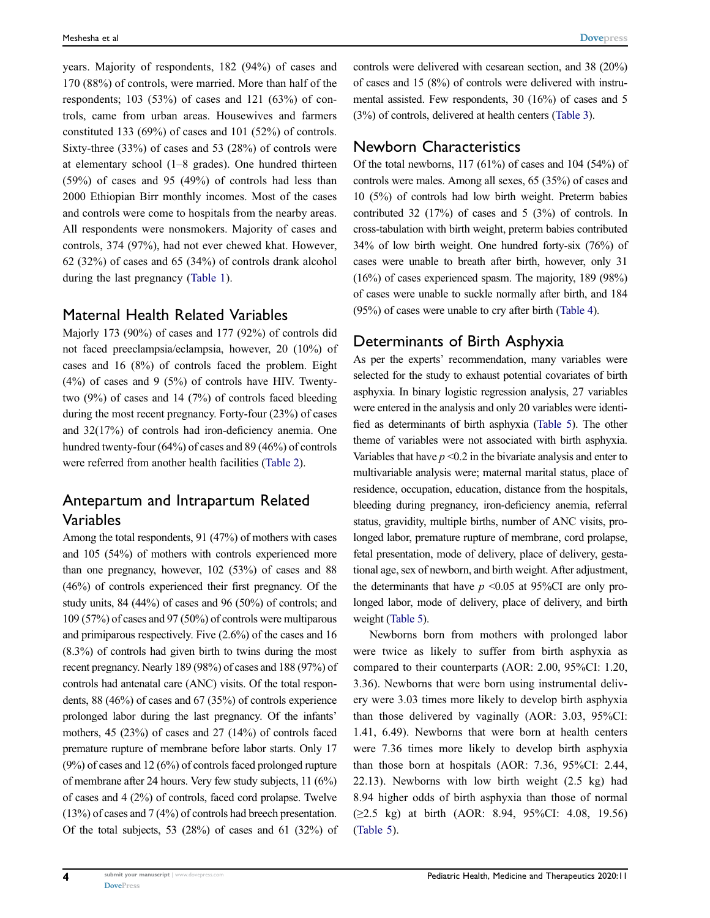years. Majority of respondents, 182 (94%) of cases and 170 (88%) of controls, were married. More than half of the respondents; 103 (53%) of cases and 121 (63%) of controls, came from urban areas. Housewives and farmers constituted 133 (69%) of cases and 101 (52%) of controls. Sixty-three (33%) of cases and 53 (28%) of controls were at elementary school (1–8 grades). One hundred thirteen (59%) of cases and 95 (49%) of controls had less than 2000 Ethiopian Birr monthly incomes. Most of the cases and controls were come to hospitals from the nearby areas. All respondents were nonsmokers. Majority of cases and controls, 374 (97%), had not ever chewed khat. However, 62 (32%) of cases and 65 (34%) of controls drank alcohol during the last pregnancy (Table 1).

## Maternal Health Related Variables

Majorly 173 (90%) of cases and 177 (92%) of controls did not faced preeclampsia/eclampsia, however, 20 (10%) of cases and 16 (8%) of controls faced the problem. Eight (4%) of cases and 9 (5%) of controls have HIV. Twenty-two (9%) of cases and 14 (7%) of controls faced bleeding during the most recent pregnancy. Forty-four (23%) of cases and 32(17%) of controls had iron-deficiency anemia. One hundred twenty-four (64%) of cases and 89 (46%) of controls were referred from another health facilities (Table 2).

## Antepartum and Intrapartum Related Variables

Among the total respondents, 91 (47%) of mothers with cases and 105 (54%) of mothers with controls experienced more than one pregnancy, however, 102 (53%) of cases and 88 (46%) of controls experienced their first pregnancy. Of the study units, 84 (44%) of cases and 96 (50%) of controls; and 109 (57%) of cases and 97 (50%) of controls were multiparous and primiparous respectively. Five (2.6%) of the cases and 16 (8.3%) of controls had given birth to twins during the most recent pregnancy. Nearly 189 (98%) of cases and 188 (97%) of controls had antenatal care (ANC) visits. Of the total respondents, 88 (46%) of cases and 67 (35%) of controls experience prolonged labor during the last pregnancy. Of the infants' mothers, 45 (23%) of cases and 27 (14%) of controls faced premature rupture of membrane before labor starts. Only 17 (9%) of cases and 12 (6%) of controls faced prolonged rupture of membrane after 24 hours. Very few study subjects, 11 (6%) of cases and 4 (2%) of controls, faced cord prolapse. Twelve (13%) of cases and 7 (4%) of controls had breech presentation. Of the total subjects, 53 (28%) of cases and 61 (32%) of controls were delivered with cesarean section, and 38 (20%) of cases and 15 (8%) of controls were delivered with instrumental assisted. Few respondents, 30 (16%) of cases and 5 (3%) of controls, delivered at health centers (Table 3).

## Newborn Characteristics

Of the total newborns, 117 (61%) of cases and 104 (54%) of controls were males. Among all sexes, 65 (35%) of cases and 10 (5%) of controls had low birth weight. Preterm babies contributed 32 (17%) of cases and 5 (3%) of controls. In cross-tabulation with birth weight, preterm babies contributed 34% of low birth weight. One hundred forty-six (76%) of cases were unable to breath after birth, however, only 31 (16%) of cases experienced spasm. The majority, 189 (98%) of cases were unable to suckle normally after birth, and 184 (95%) of cases were unable to cry after birth (Table 4).

## Determinants of Birth Asphyxia

As per the experts' recommendation, many variables were selected for the study to exhaust potential covariates of birth asphyxia. In binary logistic regression analysis, 27 variables were entered in the analysis and only 20 variables were identified as determinants of birth asphyxia (Table 5). The other theme of variables were not associated with birth asphyxia. Variables that have $p < 0.2$ in the bivariate analysis and enter to multivariable analysis were; maternal marital status, place of residence, occupation, education, distance from the hospitals, bleeding during pregnancy, iron-deficiency anemia, referral status, gravidity, multiple births, number of ANC visits, prolonged labor, premature rupture of membrane, cord prolapse, fetal presentation, mode of delivery, place of delivery, gestational age, sex of newborn, and birth weight. After adjustment, the determinants that have $p < 0.05$ at 95%CI are only prolonged labor, mode of delivery, place of delivery, and birth weight (Table 5).

Newborns born from mothers with prolonged labor were twice as likely to suffer from birth asphyxia as compared to their counterparts (AOR: 2.00, 95%CI: 1.20, 3.36). Newborns that were born using instrumental delivery were 3.03 times more likely to develop birth asphyxia than those delivered by vaginally (AOR: 3.03, 95%CI: 1.41, 6.49). Newborns that were born at health centers were 7.36 times more likely to develop birth asphyxia than those born at hospitals (AOR: 7.36, 95%CI: 2.44, 22.13). Newborns with low birth weight (2.5 kg) had 8.94 higher odds of birth asphyxia than those of normal (≥2.5 kg) at birth (AOR: 8.94, 95%CI: 4.08, 19.56) (Table 5).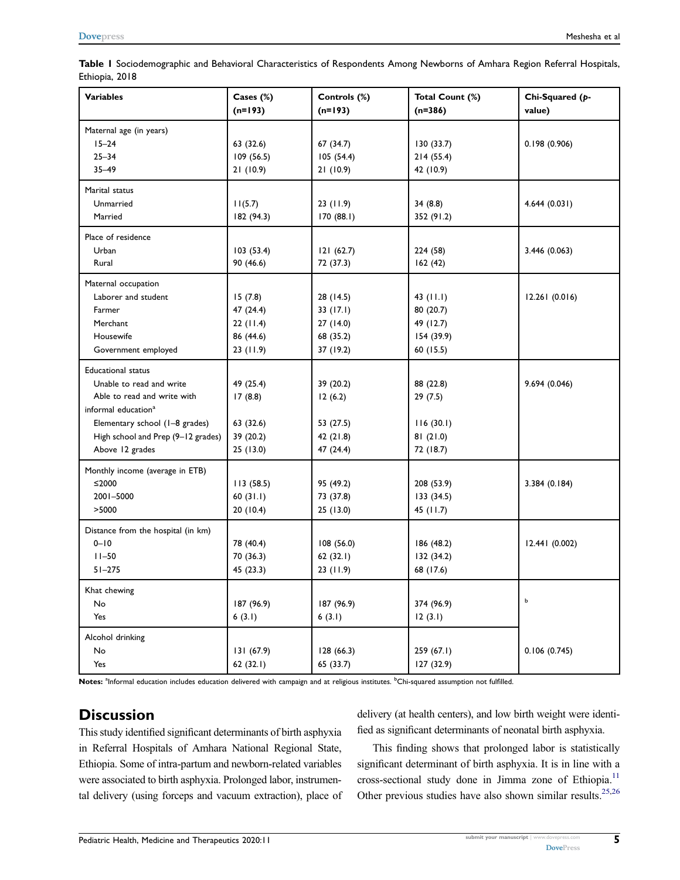**Table 1** Sociodemographic and Behavioral Characteristics of Respondents Among Newborns of Amhara Region Referral Hospitals, Ethiopia, 2018

| Variables | Cases (%) (n=193) | Controls (%) (n=193) | Total Count (%) (n=386) | Chi-Squared (p-value) |
|---|---|---|---|---|
| Maternal age (in years) | | | | |
| 15–24 | 63 (32.6) | 67 (34.7) | 130 (33.7) | 0.198 (0.906) |
| 25–34 | 109 (56.5) | 105 (54.4) | 214 (55.4) | |
| 35–49 | 21 (10.9) | 21 (10.9) | 42 (10.9) | |
| Marital status | | | | |
| Unmarried | 11(5.7) | 23 (11.9) | 34 (8.8) | 4.644 (0.031) |
| Married | 182 (94.3) | 170 (88.1) | 352 (91.2) | |
| Place of residence | | | | |
| Urban | 103 (53.4) | 121 (62.7) | 224 (58) | 3.446 (0.063) |
| Rural | 90 (46.6) | 72 (37.3) | 162 (42) | |
| Maternal occupation | | | | |
| Laborer and student | 15 (7.8) | 28 (14.5) | 43 (11.1) | 12.261 (0.016) |
| Farmer | 47 (24.4) | 33 (17.1) | 80 (20.7) | |
| Merchant | 22 (11.4) | 27 (14.0) | 49 (12.7) | |
| Housewife | 86 (44.6) | 68 (35.2) | 154 (39.9) | |
| Government employed | 23 (11.9) | 37 (19.2) | 60 (15.5) | |
| Educational status | | | | |
| Unable to read and write | 49 (25.4) | 39 (20.2) | 88 (22.8) | 9.694 (0.046) |
| Able to read and write with informal education[a] | 17 (8.8) | 12 (6.2) | 29 (7.5) | |
| Elementary school (1–8 grades) | 63 (32.6) | 53 (27.5) | 116 (30.1) | |
| High school and Prep (9–12 grades) | 39 (20.2) | 42 (21.8) | 81 (21.0) | |
| Above 12 grades | 25 (13.0) | 47 (24.4) | 72 (18.7) | |
| Monthly income (average in ETB) | | | | |
| ≤2000 | 113 (58.5) | 95 (49.2) | 208 (53.9) | 3.384 (0.184) |
| 2001–5000 | 60 (31.1) | 73 (37.8) | 133 (34.5) | |
| >5000 | 20 (10.4) | 25 (13.0) | 45 (11.7) | |
| Distance from the hospital (in km) | | | | |
| 0–10 | 78 (40.4) | 108 (56.0) | 186 (48.2) | 12.441 (0.002) |
| 11–50 | 70 (36.3) | 62 (32.1) | 132 (34.2) | |
| 51–275 | 45 (23.3) | 23 (11.9) | 68 (17.6) | |
| Khat chewing | | | | |
| No | 187 (96.9) | 187 (96.9) | 374 (96.9) | [b] |
| Yes | 6 (3.1) | 6 (3.1) | 12 (3.1) | |
| Alcohol drinking | | | | |
| No | 131 (67.9) | 128 (66.3) | 259 (67.1) | 0.106 (0.745) |
| Yes | 62 (32.1) | 65 (33.7) | 127 (32.9) | |

**Notes:** [a]Informal education includes education delivered with campaign and at religious institutes. [b]Chi-squared assumption not fulfilled.

## Discussion

This study identified significant determinants of birth asphyxia in Referral Hospitals of Amhara National Regional State, Ethiopia. Some of intra-partum and newborn-related variables were associated to birth asphyxia. Prolonged labor, instrumental delivery (using forceps and vacuum extraction), place of delivery (at health centers), and low birth weight were identified as significant determinants of neonatal birth asphyxia.

This finding shows that prolonged labor is statistically significant determinant of birth asphyxia. It is in line with a cross-sectional study done in Jimma zone of Ethiopia.[11] Other previous studies have also shown similar results.[25,26]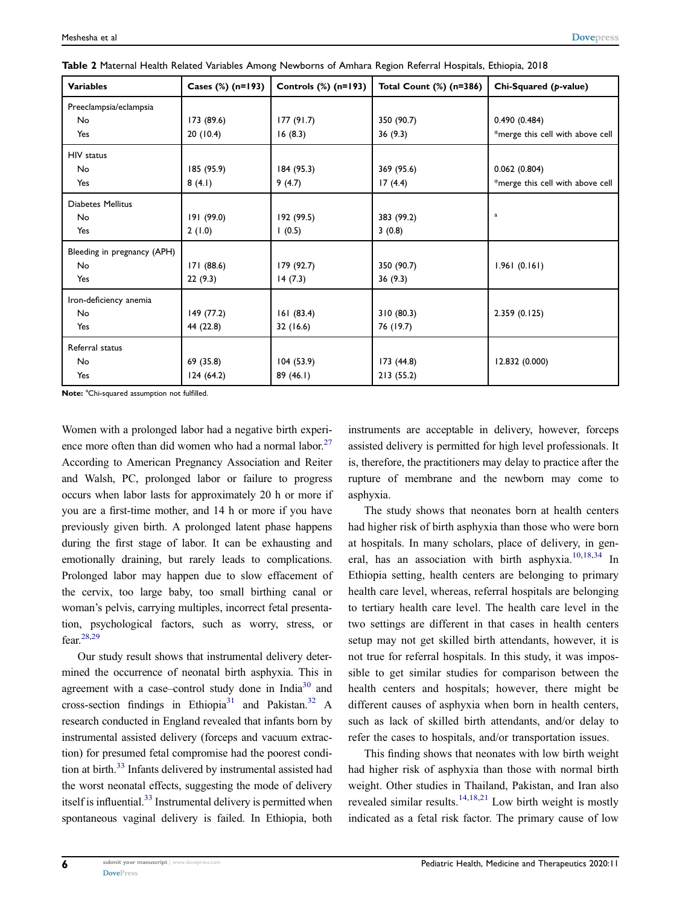**Table 2** Maternal Health Related Variables Among Newborns of Amhara Region Referral Hospitals, Ethiopia, 2018

| Variables | Cases (%) (n=193) | Controls (%) (n=193) | Total Count (%) (n=386) | Chi-Squared (p-value) |
|---|---|---|---|---|
| Preeclampsia/eclampsia | | | | |
| No | 173 (89.6) | 177 (91.7) | 350 (90.7) | 0.490 (0.484) |
| Yes | 20 (10.4) | 16 (8.3) | 36 (9.3) | *merge this cell with above cell |
| HIV status | | | | |
| No | 185 (95.9) | 184 (95.3) | 369 (95.6) | 0.062 (0.804) |
| Yes | 8 (4.1) | 9 (4.7) | 17 (4.4) | *merge this cell with above cell |
| Diabetes Mellitus | | | | a |
| No | 191 (99.0) | 192 (99.5) | 383 (99.2) | |
| Yes | 2 (1.0) | 1 (0.5) | 3 (0.8) | |
| Bleeding in pregnancy (APH) | | | | |
| No | 171 (88.6) | 179 (92.7) | 350 (90.7) | 1.961 (0.161) |
| Yes | 22 (9.3) | 14 (7.3) | 36 (9.3) | |
| Iron-deficiency anemia | | | | |
| No | 149 (77.2) | 161 (83.4) | 310 (80.3) | 2.359 (0.125) |
| Yes | 44 (22.8) | 32 (16.6) | 76 (19.7) | |
| Referral status | | | | |
| No | 69 (35.8) | 104 (53.9) | 173 (44.8) | 12.832 (0.000) |
| Yes | 124 (64.2) | 89 (46.1) | 213 (55.2) | |

**Note:** [a]Chi-squared assumption not fulfilled.

Women with a prolonged labor had a negative birth experience more often than did women who had a normal labor.[27] According to American Pregnancy Association and Reiter and Walsh, PC, prolonged labor or failure to progress occurs when labor lasts for approximately 20 h or more if you are a first-time mother, and 14 h or more if you have previously given birth. A prolonged latent phase happens during the first stage of labor. It can be exhausting and emotionally draining, but rarely leads to complications. Prolonged labor may happen due to slow effacement of the cervix, too large baby, too small birthing canal or woman's pelvis, carrying multiples, incorrect fetal presentation, psychological factors, such as worry, stress, or fear.[28,29]

Our study result shows that instrumental delivery determined the occurrence of neonatal birth asphyxia. This in agreement with a case–control study done in India[30] and cross-section findings in Ethiopia[31] and Pakistan.[32] A research conducted in England revealed that infants born by instrumental assisted delivery (forceps and vacuum extraction) for presumed fetal compromise had the poorest condition at birth.[33] Infants delivered by instrumental assisted had the worst neonatal effects, suggesting the mode of delivery itself is influential.[33] Instrumental delivery is permitted when spontaneous vaginal delivery is failed. In Ethiopia, both instruments are acceptable in delivery, however, forceps assisted delivery is permitted for high level professionals. It is, therefore, the practitioners may delay to practice after the rupture of membrane and the newborn may come to asphyxia.

The study shows that neonates born at health centers had higher risk of birth asphyxia than those who were born at hospitals. In many scholars, place of delivery, in general, has an association with birth asphyxia.[10,18,34] In Ethiopia setting, health centers are belonging to primary health care level, whereas, referral hospitals are belonging to tertiary health care level. The health care level in the two settings are different in that cases in health centers setup may not get skilled birth attendants, however, it is not true for referral hospitals. In this study, it was impossible to get similar studies for comparison between the health centers and hospitals; however, there might be different causes of asphyxia when born in health centers, such as lack of skilled birth attendants, and/or delay to refer the cases to hospitals, and/or transportation issues.

This finding shows that neonates with low birth weight had higher risk of asphyxia than those with normal birth weight. Other studies in Thailand, Pakistan, and Iran also revealed similar results.[14,18,21] Low birth weight is mostly indicated as a fetal risk factor. The primary cause of low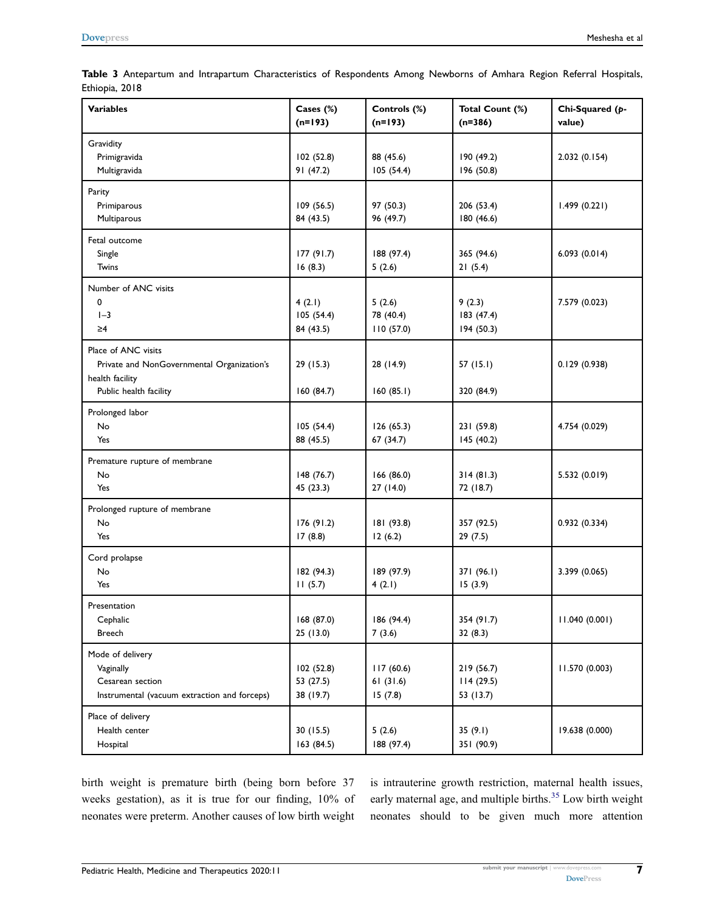**Table 3** Antepartum and Intrapartum Characteristics of Respondents Among Newborns of Amhara Region Referral Hospitals, Ethiopia, 2018

| Variables | Cases (%) (n=193) | Controls (%) (n=193) | Total Count (%) (n=386) | Chi-Squared (p-value) |
|---|---|---|---|---|
| Gravidity | | | | |
| Primigravida | 102 (52.8) | 88 (45.6) | 190 (49.2) | 2.032 (0.154) |
| Multigravida | 91 (47.2) | 105 (54.4) | 196 (50.8) | |
| Parity | | | | |
| Primiparous | 109 (56.5) | 97 (50.3) | 206 (53.4) | 1.499 (0.221) |
| Multiparous | 84 (43.5) | 96 (49.7) | 180 (46.6) | |
| Fetal outcome | | | | |
| Single | 177 (91.7) | 188 (97.4) | 365 (94.6) | 6.093 (0.014) |
| Twins | 16 (8.3) | 5 (2.6) | 21 (5.4) | |
| Number of ANC visits | | | | |
| 0 | 4 (2.1) | 5 (2.6) | 9 (2.3) | 7.579 (0.023) |
| 1–3 | 105 (54.4) | 78 (40.4) | 183 (47.4) | |
| ≥4 | 84 (43.5) | 110 (57.0) | 194 (50.3) | |
| Place of ANC visits | | | | |
| Private and NonGovernmental Organization's health facility | 29 (15.3) | 28 (14.9) | 57 (15.1) | 0.129 (0.938) |
| Public health facility | 160 (84.7) | 160 (85.1) | 320 (84.9) | |
| Prolonged labor | | | | |
| No | 105 (54.4) | 126 (65.3) | 231 (59.8) | 4.754 (0.029) |
| Yes | 88 (45.5) | 67 (34.7) | 145 (40.2) | |
| Premature rupture of membrane | | | | |
| No | 148 (76.7) | 166 (86.0) | 314 (81.3) | 5.532 (0.019) |
| Yes | 45 (23.3) | 27 (14.0) | 72 (18.7) | |
| Prolonged rupture of membrane | | | | |
| No | 176 (91.2) | 181 (93.8) | 357 (92.5) | 0.932 (0.334) |
| Yes | 17 (8.8) | 12 (6.2) | 29 (7.5) | |
| Cord prolapse | | | | |
| No | 182 (94.3) | 189 (97.9) | 371 (96.1) | 3.399 (0.065) |
| Yes | 11 (5.7) | 4 (2.1) | 15 (3.9) | |
| Presentation | | | | |
| Cephalic | 168 (87.0) | 186 (94.4) | 354 (91.7) | 11.040 (0.001) |
| Breech | 25 (13.0) | 7 (3.6) | 32 (8.3) | |
| Mode of delivery | | | | |
| Vaginally | 102 (52.8) | 117 (60.6) | 219 (56.7) | 11.570 (0.003) |
| Cesarean section | 53 (27.5) | 61 (31.6) | 114 (29.5) | |
| Instrumental (vacuum extraction and forceps) | 38 (19.7) | 15 (7.8) | 53 (13.7) | |
| Place of delivery | | | | |
| Health center | 30 (15.5) | 5 (2.6) | 35 (9.1) | 19.638 (0.000) |
| Hospital | 163 (84.5) | 188 (97.4) | 351 (90.9) | |

birth weight is premature birth (being born before 37 weeks gestation), as it is true for our finding, 10% of neonates were preterm. Another causes of low birth weight is intrauterine growth restriction, maternal health issues, early maternal age, and multiple births.[35] Low birth weight neonates should to be given much more attention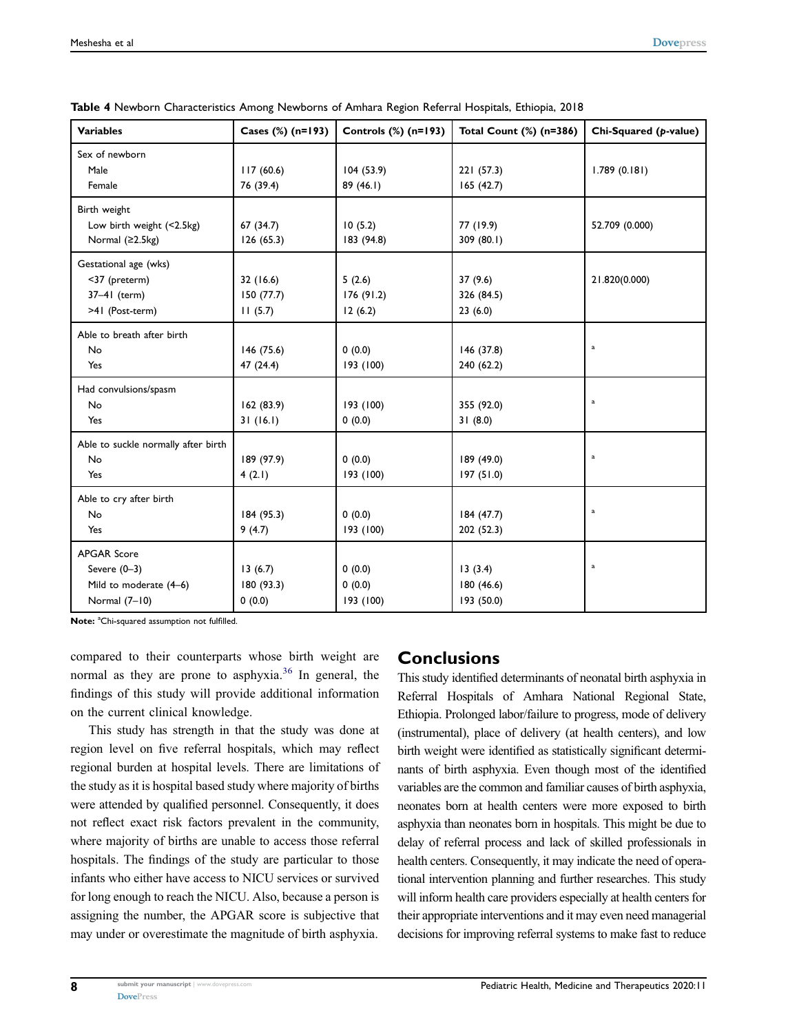**Table 4** Newborn Characteristics Among Newborns of Amhara Region Referral Hospitals, Ethiopia, 2018

| Variables | Cases (%) (n=193) | Controls (%) (n=193) | Total Count (%) (n=386) | Chi-Squared (*p*-value) |
|---|---|---|---|---|
| Sex of newborn | | | | |
| Male | 117 (60.6) | 104 (53.9) | 221 (57.3) | 1.789 (0.181) |
| Female | 76 (39.4) | 89 (46.1) | 165 (42.7) | |
| Birth weight | | | | |
| Low birth weight (<2.5kg) | 67 (34.7) | 10 (5.2) | 77 (19.9) | 52.709 (0.000) |
| Normal (≥2.5kg) | 126 (65.3) | 183 (94.8) | 309 (80.1) | |
| Gestational age (wks) | | | | |
| <37 (preterm) | 32 (16.6) | 5 (2.6) | 37 (9.6) | 21.820(0.000) |
| 37–41 (term) | 150 (77.7) | 176 (91.2) | 326 (84.5) | |
| >41 (Post-term) | 11 (5.7) | 12 (6.2) | 23 (6.0) | |
| Able to breath after birth | | | | [a] |
| No | 146 (75.6) | 0 (0.0) | 146 (37.8) | |
| Yes | 47 (24.4) | 193 (100) | 240 (62.2) | |
| Had convulsions/spasm | | | | [a] |
| No | 162 (83.9) | 193 (100) | 355 (92.0) | |
| Yes | 31 (16.1) | 0 (0.0) | 31 (8.0) | |
| Able to suckle normally after birth | | | | [a] |
| No | 189 (97.9) | 0 (0.0) | 189 (49.0) | |
| Yes | 4 (2.1) | 193 (100) | 197 (51.0) | |
| Able to cry after birth | | | | [a] |
| No | 184 (95.3) | 0 (0.0) | 184 (47.7) | |
| Yes | 9 (4.7) | 193 (100) | 202 (52.3) | |
| APGAR Score | | | | [a] |
| Severe (0–3) | 13 (6.7) | 0 (0.0) | 13 (3.4) | |
| Mild to moderate (4–6) | 180 (93.3) | 0 (0.0) | 180 (46.6) | |
| Normal (7–10) | 0 (0.0) | 193 (100) | 193 (50.0) | |

**Note:** [a]Chi-squared assumption not fulfilled.

compared to their counterparts whose birth weight are normal as they are prone to asphyxia.[36] In general, the findings of this study will provide additional information on the current clinical knowledge.

This study has strength in that the study was done at region level on five referral hospitals, which may reflect regional burden at hospital levels. There are limitations of the study as it is hospital based study where majority of births were attended by qualified personnel. Consequently, it does not reflect exact risk factors prevalent in the community, where majority of births are unable to access those referral hospitals. The findings of the study are particular to those infants who either have access to NICU services or survived for long enough to reach the NICU. Also, because a person is assigning the number, the APGAR score is subjective that may under or overestimate the magnitude of birth asphyxia.

## Conclusions

This study identified determinants of neonatal birth asphyxia in Referral Hospitals of Amhara National Regional State, Ethiopia. Prolonged labor/failure to progress, mode of delivery (instrumental), place of delivery (at health centers), and low birth weight were identified as statistically significant determinants of birth asphyxia. Even though most of the identified variables are the common and familiar causes of birth asphyxia, neonates born at health centers were more exposed to birth asphyxia than neonates born in hospitals. This might be due to delay of referral process and lack of skilled professionals in health centers. Consequently, it may indicate the need of operational intervention planning and further researches. This study will inform health care providers especially at health centers for their appropriate interventions and it may even need managerial decisions for improving referral systems to make fast to reduce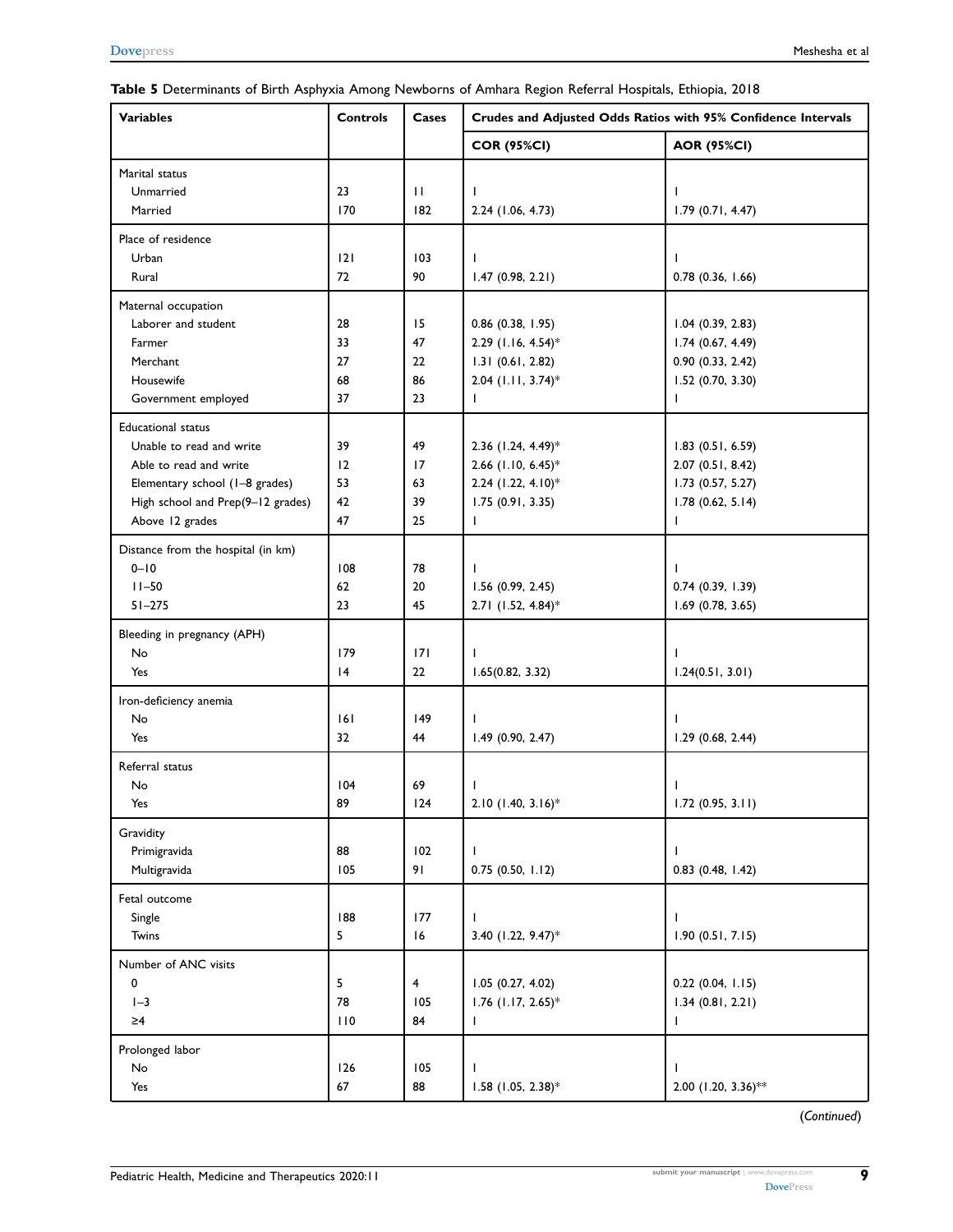**Table 5** Determinants of Birth Asphyxia Among Newborns of Amhara Region Referral Hospitals, Ethiopia, 2018

| Variables | Controls | Cases | Crudes and Adjusted Odds Ratios with 95% Confidence Intervals | |
|---|---|---|---|---|
| | | | **COR (95%CI)** | **AOR (95%CI)** |
| Marital status | | | | |
| Unmarried | 23 | 11 | 1 | 1 |
| Married | 170 | 182 | 2.24 (1.06, 4.73) | 1.79 (0.71, 4.47) |
| Place of residence | | | | |
| Urban | 121 | 103 | 1 | 1 |
| Rural | 72 | 90 | 1.47 (0.98, 2.21) | 0.78 (0.36, 1.66) |
| Maternal occupation | | | | |
| Laborer and student | 28 | 15 | 0.86 (0.38, 1.95) | 1.04 (0.39, 2.83) |
| Farmer | 33 | 47 | 2.29 (1.16, 4.54)* | 1.74 (0.67, 4.49) |
| Merchant | 27 | 22 | 1.31 (0.61, 2.82) | 0.90 (0.33, 2.42) |
| Housewife | 68 | 86 | 2.04 (1.11, 3.74)* | 1.52 (0.70, 3.30) |
| Government employed | 37 | 23 | 1 | 1 |
| Educational status | | | | |
| Unable to read and write | 39 | 49 | 2.36 (1.24, 4.49)* | 1.83 (0.51, 6.59) |
| Able to read and write | 12 | 17 | 2.66 (1.10, 6.45)* | 2.07 (0.51, 8.42) |
| Elementary school (1–8 grades) | 53 | 63 | 2.24 (1.22, 4.10)* | 1.73 (0.57, 5.27) |
| High school and Prep(9–12 grades) | 42 | 39 | 1.75 (0.91, 3.35) | 1.78 (0.62, 5.14) |
| Above 12 grades | 47 | 25 | 1 | 1 |
| Distance from the hospital (in km) | | | | |
| 0–10 | 108 | 78 | 1 | 1 |
| 11–50 | 62 | 20 | 1.56 (0.99, 2.45) | 0.74 (0.39, 1.39) |
| 51–275 | 23 | 45 | 2.71 (1.52, 4.84)* | 1.69 (0.78, 3.65) |
| Bleeding in pregnancy (APH) | | | | |
| No | 179 | 171 | 1 | 1 |
| Yes | 14 | 22 | 1.65(0.82, 3.32) | 1.24(0.51, 3.01) |
| Iron-deficiency anemia | | | | |
| No | 161 | 149 | 1 | 1 |
| Yes | 32 | 44 | 1.49 (0.90, 2.47) | 1.29 (0.68, 2.44) |
| Referral status | | | | |
| No | 104 | 69 | 1 | 1 |
| Yes | 89 | 124 | 2.10 (1.40, 3.16)* | 1.72 (0.95, 3.11) |
| Gravidity | | | | |
| Primigravida | 88 | 102 | 1 | 1 |
| Multigravida | 105 | 91 | 0.75 (0.50, 1.12) | 0.83 (0.48, 1.42) |
| Fetal outcome | | | | |
| Single | 188 | 177 | 1 | 1 |
| Twins | 5 | 16 | 3.40 (1.22, 9.47)* | 1.90 (0.51, 7.15) |
| Number of ANC visits | | | | |
| 0 | 5 | 4 | 1.05 (0.27, 4.02) | 0.22 (0.04, 1.15) |
| 1–3 | 78 | 105 | 1.76 (1.17, 2.65)* | 1.34 (0.81, 2.21) |
| ≥4 | 110 | 84 | 1 | 1 |
| Prolonged labor | | | | |
| No | 126 | 105 | 1 | 1 |
| Yes | 67 | 88 | 1.58 (1.05, 2.38)* | 2.00 (1.20, 3.36)** |

(*Continued*)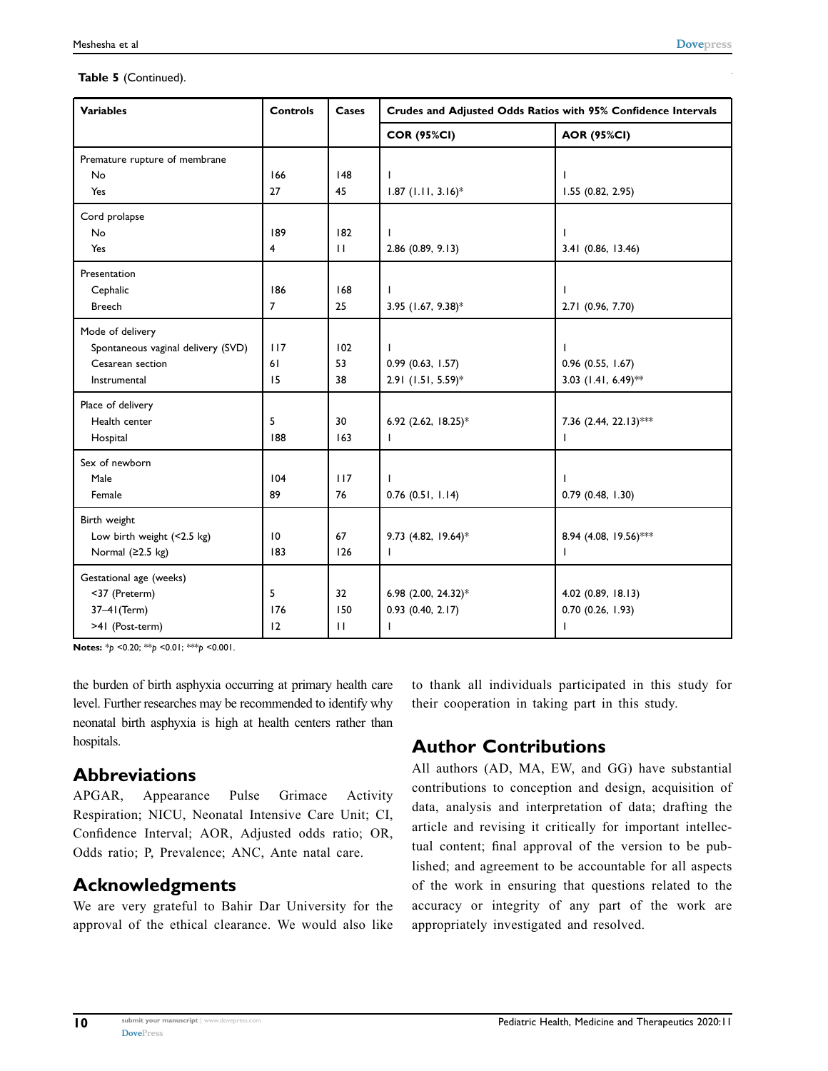**Table 5** (Continued).

| Variables | Controls | Cases | Crudes and Adjusted Odds Ratios with 95% Confidence Intervals | |
|---|---|---|---|---|
| | | | **COR (95%CI)** | **AOR (95%CI)** |
| Premature rupture of membrane | | | | |
| No | 166 | 148 | 1 | 1 |
| Yes | 27 | 45 | 1.87 (1.11, 3.16)* | 1.55 (0.82, 2.95) |
| Cord prolapse | | | | |
| No | 189 | 182 | 1 | 1 |
| Yes | 4 | 11 | 2.86 (0.89, 9.13) | 3.41 (0.86, 13.46) |
| Presentation | | | | |
| Cephalic | 186 | 168 | 1 | 1 |
| Breech | 7 | 25 | 3.95 (1.67, 9.38)* | 2.71 (0.96, 7.70) |
| Mode of delivery | | | | |
| Spontaneous vaginal delivery (SVD) | 117 | 102 | 1 | 1 |
| Cesarean section | 61 | 53 | 0.99 (0.63, 1.57) | 0.96 (0.55, 1.67) |
| Instrumental | 15 | 38 | 2.91 (1.51, 5.59)* | 3.03 (1.41, 6.49)** |
| Place of delivery | | | | |
| Health center | 5 | 30 | 6.92 (2.62, 18.25)* | 7.36 (2.44, 22.13)*** |
| Hospital | 188 | 163 | 1 | 1 |
| Sex of newborn | | | | |
| Male | 104 | 117 | 1 | 1 |
| Female | 89 | 76 | 0.76 (0.51, 1.14) | 0.79 (0.48, 1.30) |
| Birth weight | | | | |
| Low birth weight (<2.5 kg) | 10 | 67 | 9.73 (4.82, 19.64)* | 8.94 (4.08, 19.56)*** |
| Normal (≥2.5 kg) | 183 | 126 | 1 | 1 |
| Gestational age (weeks) | | | | |
| <37 (Preterm) | 5 | 32 | 6.98 (2.00, 24.32)* | 4.02 (0.89, 18.13) |
| 37–41(Term) | 176 | 150 | 0.93 (0.40, 2.17) | 0.70 (0.26, 1.93) |
| >41 (Post-term) | 12 | 11 | 1 | 1 |

**Notes:** *$p$ <0.20; **$p$ <0.01; ***$p$ <0.001.

the burden of birth asphyxia occurring at primary health care level. Further researches may be recommended to identify why neonatal birth asphyxia is high at health centers rather than hospitals.

## Abbreviations

APGAR, Appearance Pulse Grimace Activity Respiration; NICU, Neonatal Intensive Care Unit; CI, Confidence Interval; AOR, Adjusted odds ratio; OR, Odds ratio; P, Prevalence; ANC, Ante natal care.

## Acknowledgments

We are very grateful to Bahir Dar University for the approval of the ethical clearance. We would also like to thank all individuals participated in this study for their cooperation in taking part in this study.

## Author Contributions

All authors (AD, MA, EW, and GG) have substantial contributions to conception and design, acquisition of data, analysis and interpretation of data; drafting the article and revising it critically for important intellectual content; final approval of the version to be published; and agreement to be accountable for all aspects of the work in ensuring that questions related to the accuracy or integrity of any part of the work are appropriately investigated and resolved.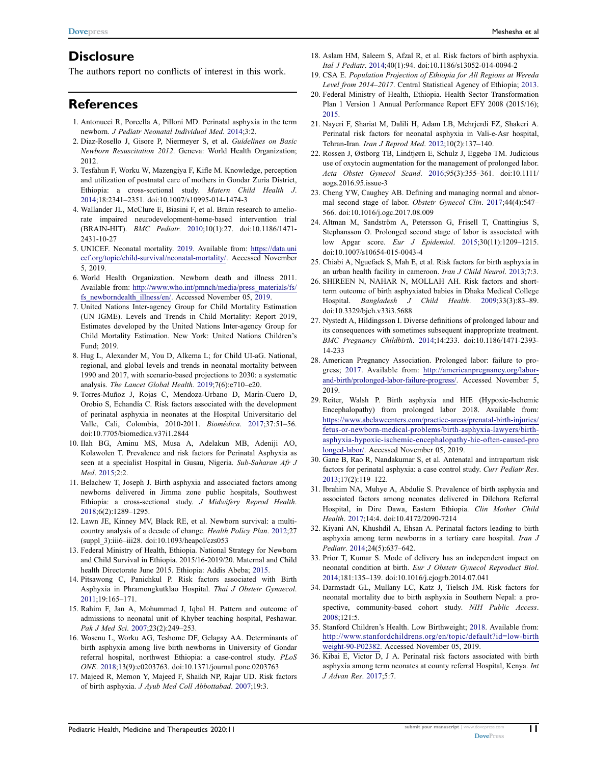## Disclosure

The authors report no conflicts of interest in this work.

## References

1. Antonucci R, Porcella A, Pilloni MD. Perinatal asphyxia in the term newborn. *J Pediatr Neonatal Individual Med*. 2014;3:2.
2. Diaz-Rosello J, Gisore P, Niermeyer S, et al. *Guidelines on Basic Newborn Resuscitation 2012*. Geneva: World Health Organization; 2012.
3. Tesfahun F, Worku W, Mazengiya F, Kifle M. Knowledge, perception and utilization of postnatal care of mothers in Gondar Zuria District, Ethiopia: a cross-sectional study. *Matern Child Health J*. 2014;18:2341–2351. doi:10.1007/s10995-014-1474-3
4. Wallander JL, McClure E, Biasini F, et al. Brain research to ameliorate impaired neurodevelopment-home-based intervention trial (BRAIN-HIT). *BMC Pediatr*. 2010;10(1):27. doi:10.1186/1471-2431-10-27
5. UNICEF. Neonatal mortality. 2019. Available from: https://data.unicef.org/topic/child-survival/neonatal-mortality/. Accessed November 5, 2019.
6. World Health Organization. Newborn death and illness 2011. Available from: http://www.who.int/pmnch/media/press_materials/fs/fs_newborndealth_illness/en/. Accessed November 05, 2019.
7. United Nations Inter-agency Group for Child Mortality Estimation (UN IGME). Levels and Trends in Child Mortality: Report 2019, Estimates developed by the United Nations Inter-agency Group for Child Mortality Estimation. New York: United Nations Children's Fund; 2019.
8. Hug L, Alexander M, You D, Alkema L; for Child UI-aG. National, regional, and global levels and trends in neonatal mortality between 1990 and 2017, with scenario-based projections to 2030: a systematic analysis. *The Lancet Global Health*. 2019;7(6):e710–e20.
9. Torres-Muñoz J, Rojas C, Mendoza-Urbano D, Marín-Cuero D, Orobio S, Echandía C. Risk factors associated with the development of perinatal asphyxia in neonates at the Hospital Universitario del Valle, Cali, Colombia, 2010-2011. *Biomédica*. 2017;37:51–56. doi:10.7705/biomedica.v37i1.2844
10. Ilah BG, Aminu MS, Musa A, Adelakun MB, Adeniji AO, Kolawolen T. Prevalence and risk factors for Perinatal Asphyxia as seen at a specialist Hospital in Gusau, Nigeria. *Sub-Saharan Afr J Med*. 2015;2:2.
11. Belachew T, Joseph J. Birth asphyxia and associated factors among newborns delivered in Jimma zone public hospitals, Southwest Ethiopia: a cross-sectional study. *J Midwifery Reprod Health*. 2018;6(2):1289–1295.
12. Lawn JE, Kinney MV, Black RE, et al. Newborn survival: a multi-country analysis of a decade of change. *Health Policy Plan*. 2012;27(suppl_3):iii6–iii28. doi:10.1093/heapol/czs053
13. Federal Ministry of Health, Ethiopia. National Strategy for Newborn and Child Survival in Ethiopia. 2015/16-2019/20. Maternal and Child health Directorate June 2015. Ethiopia: Addis Ababa; 2015.
14. Pitsawong C, Panichkul P. Risk factors associated with Birth Asphyxia in Phramongkutklao Hospital. *Thai J Obstetr Gynaecol*. 2011;19:165–171.
15. Rahim F, Jan A, Mohummad J, Iqbal H. Pattern and outcome of admissions to neonatal unit of Khyber teaching hospital, Peshawar. *Pak J Med Sci*. 2007;23(2):249–253.
16. Wosenu L, Worku AG, Teshome DF, Gelagay AA. Determinants of birth asphyxia among live birth newborns in University of Gondar referral hospital, northwest Ethiopia: a case-control study. *PLoS ONE*. 2018;13(9):e0203763. doi:10.1371/journal.pone.0203763
17. Majeed R, Memon Y, Majeed F, Shaikh NP, Rajar UD. Risk factors of birth asphyxia. *J Ayub Med Coll Abbottabad*. 2007;19:3.
18. Aslam HM, Saleem S, Afzal R, et al. Risk factors of birth asphyxia. *Ital J Pediatr*. 2014;40(1):94. doi:10.1186/s13052-014-0094-2
19. CSA E. *Population Projection of Ethiopia for All Regions at Wereda Level from 2014–2017*. Central Statistical Agency of Ethiopia; 2013.
20. Federal Ministry of Health, Ethiopia. Health Sector Transformation Plan 1 Version 1 Annual Performance Report EFY 2008 (2015/16); 2015.
21. Nayeri F, Shariat M, Dalili H, Adam LB, Mehrjerdi FZ, Shakeri A. Perinatal risk factors for neonatal asphyxia in Vali-e-Asr hospital, Tehran-Iran. *Iran J Reprod Med*. 2012;10(2):137–140.
22. Rossen J, Østborg TB, Lindtjørn E, Schulz J, Eggebø TM. Judicious use of oxytocin augmentation for the management of prolonged labor. *Acta Obstet Gynecol Scand*. 2016;95(3):355–361. doi:10.1111/aogs.2016.95.issue-3
23. Cheng YW, Caughey AB. Defining and managing normal and abnormal second stage of labor. *Obstetr Gynecol Clin*. 2017;44(4):547–566. doi:10.1016/j.ogc.2017.08.009
24. Altman M, Sandström A, Petersson G, Frisell T, Cnattingius S, Stephansson O. Prolonged second stage of labor is associated with low Apgar score. *Eur J Epidemiol*. 2015;30(11):1209–1215. doi:10.1007/s10654-015-0043-4
25. Chiabi A, Nguefack S, Mah E, et al. Risk factors for birth asphyxia in an urban health facility in cameroon. *Iran J Child Neurol*. 2013;7:3.
26. SHIREEN N, NAHAR N, MOLLAH AH. Risk factors and short-term outcome of birth asphyxiated babies in Dhaka Medical College Hospital. *Bangladesh J Child Health*. 2009;33(3):83–89. doi:10.3329/bjch.v33i3.5688
27. Nystedt A, Hildingsson I. Diverse definitions of prolonged labour and its consequences with sometimes subsequent inappropriate treatment. *BMC Pregnancy Childbirth*. 2014;14:233. doi:10.1186/1471-2393-14-233
28. American Pregnancy Association. Prolonged labor: failure to progress; 2017. Available from: http://americanpregnancy.org/labor-and-birth/prolonged-labor-failure-progress/. Accessed November 5, 2019.
29. Reiter, Walsh P. Birth asphyxia and HIE (Hypoxic-Ischemic Encephalopathy) from prolonged labor 2018. Available from: https://www.abclawcenters.com/practice-areas/prenatal-birth-injuries/fetus-or-newborn-medical-problems/birth-asphyxia-lawyers/birth-asphyxia-hypoxic-ischemic-encephalopathy-hie-often-caused-pro longed-labor/. Accessed November 05, 2019.
30. Gane B, Rao R, Nandakumar S, et al. Antenatal and intrapartum risk factors for perinatal asphyxia: a case control study. *Curr Pediatr Res*. 2013;17(2):119–122.
31. Ibrahim NA, Muhye A, Abdulie S. Prevalence of birth asphyxia and associated factors among neonates delivered in Dilchora Referral Hospital, in Dire Dawa, Eastern Ethiopia. *Clin Mother Child Health*. 2017;14:4. doi:10.4172/2090-7214
32. Kiyani AN, Khushdil A, Ehsan A. Perinatal factors leading to birth asphyxia among term newborns in a tertiary care hospital. *Iran J Pediatr*. 2014;24(5):637–642.
33. Prior T, Kumar S. Mode of delivery has an independent impact on neonatal condition at birth. *Eur J Obstetr Gynecol Reproduct Biol*. 2014;181:135–139. doi:10.1016/j.ejogrb.2014.07.041
34. Darmstadt GL, Mullany LC, Katz J, Tielsch JM. Risk factors for neonatal mortality due to birth asphyxia in Southern Nepal: a prospective, community-based cohort study. *NIH Public Access*. 2008;121:5.
35. Stanford Children's Health. Low Birthweight; 2018. Available from: http://www.stanfordchildrens.org/en/topic/default?id=low-birthweight-90-P02382. Accessed November 05, 2019.
36. Kibai E, Victor D, J A. Perinatal risk factors associated with birth asphyxia among term neonates at county referral Hospital, Kenya. *Int J Advan Res*. 2017;5:7.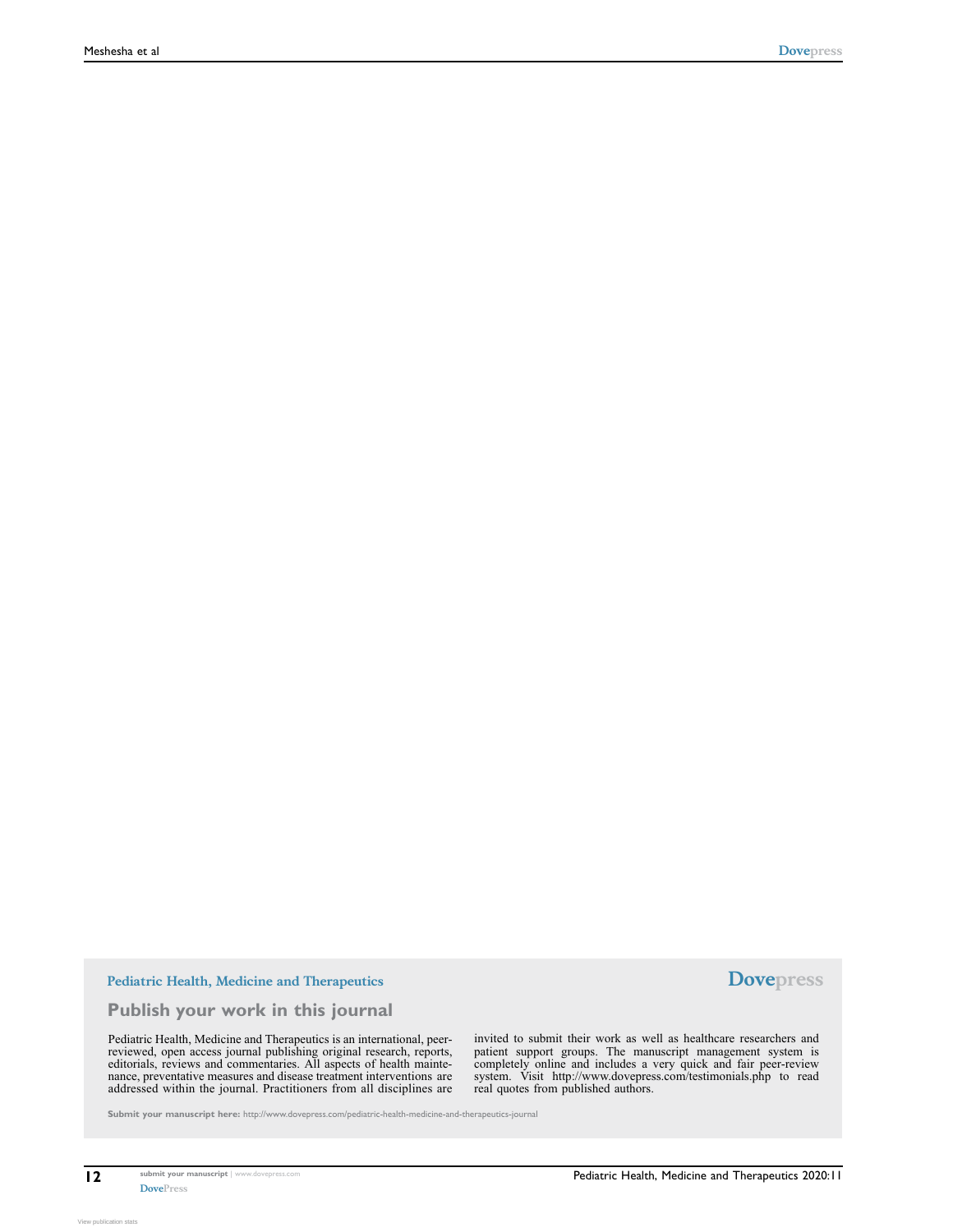**Pediatric Health, Medicine and Therapeutics**

**Dovepress**

## Publish your work in this journal

Pediatric Health, Medicine and Therapeutics is an international, peer-reviewed, open access journal publishing original research, reports, editorials, reviews and commentaries. All aspects of health maintenance, preventative measures and disease treatment interventions are addressed within the journal. Practitioners from all disciplines are invited to submit their work as well as healthcare researchers and patient support groups. The manuscript management system is completely online and includes a very quick and fair peer-review system. Visit http://www.dovepress.com/testimonials.php to read real quotes from published authors.

**Submit your manuscript here:** http://www.dovepress.com/pediatric-health-medicine-and-therapeutics-journal